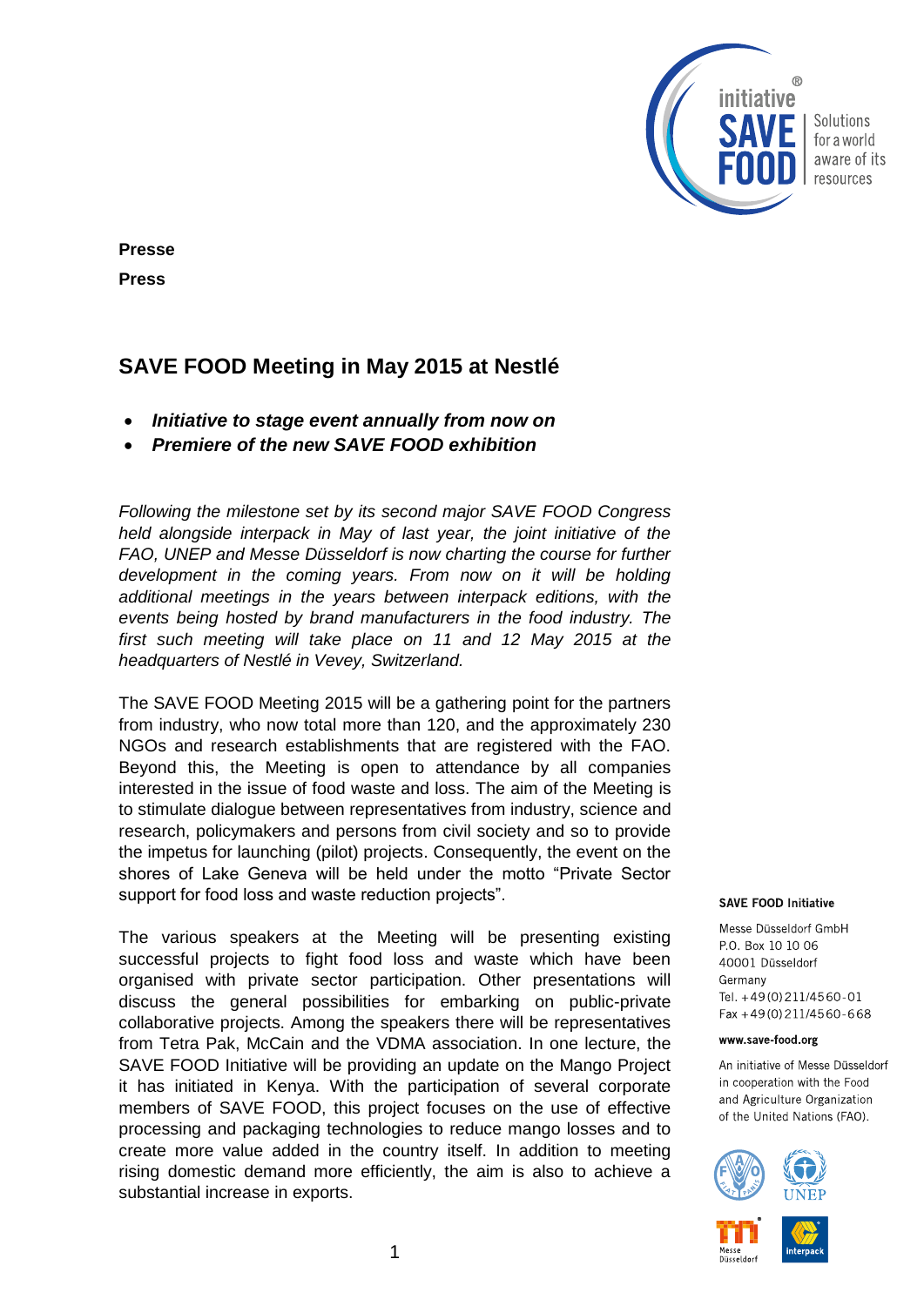**Presse**

**Press**

# SAVE FOOD Meeting in May 2015 at Nestlé

- ***Initiative to stage event annually from now on***
- ***Premiere of the new SAVE FOOD exhibition***

*Following the milestone set by its second major SAVE FOOD Congress held alongside interpack in May of last year, the joint initiative of the FAO, UNEP and Messe Düsseldorf is now charting the course for further development in the coming years. From now on it will be holding additional meetings in the years between interpack editions, with the events being hosted by brand manufacturers in the food industry. The first such meeting will take place on 11 and 12 May 2015 at the headquarters of Nestlé in Vevey, Switzerland.*

The SAVE FOOD Meeting 2015 will be a gathering point for the partners from industry, who now total more than 120, and the approximately 230 NGOs and research establishments that are registered with the FAO. Beyond this, the Meeting is open to attendance by all companies interested in the issue of food waste and loss. The aim of the Meeting is to stimulate dialogue between representatives from industry, science and research, policymakers and persons from civil society and so to provide the impetus for launching (pilot) projects. Consequently, the event on the shores of Lake Geneva will be held under the motto "Private Sector support for food loss and waste reduction projects".

The various speakers at the Meeting will be presenting existing successful projects to fight food loss and waste which have been organised with private sector participation. Other presentations will discuss the general possibilities for embarking on public-private collaborative projects. Among the speakers there will be representatives from Tetra Pak, McCain and the VDMA association. In one lecture, the SAVE FOOD Initiative will be providing an update on the Mango Project it has initiated in Kenya. With the participation of several corporate members of SAVE FOOD, this project focuses on the use of effective processing and packaging technologies to reduce mango losses and to create more value added in the country itself. In addition to meeting rising domestic demand more efficiently, the aim is also to achieve a substantial increase in exports.

**SAVE FOOD Initiative**

Messe Düsseldorf GmbH
P.O. Box 10 10 06
40001 Düsseldorf
Germany
Tel. +49(0)211/4560-01
Fax +49(0)211/4560-668

**www.save-food.org**

An initiative of Messe Düsseldorf in cooperation with the Food and Agriculture Organization of the United Nations (FAO).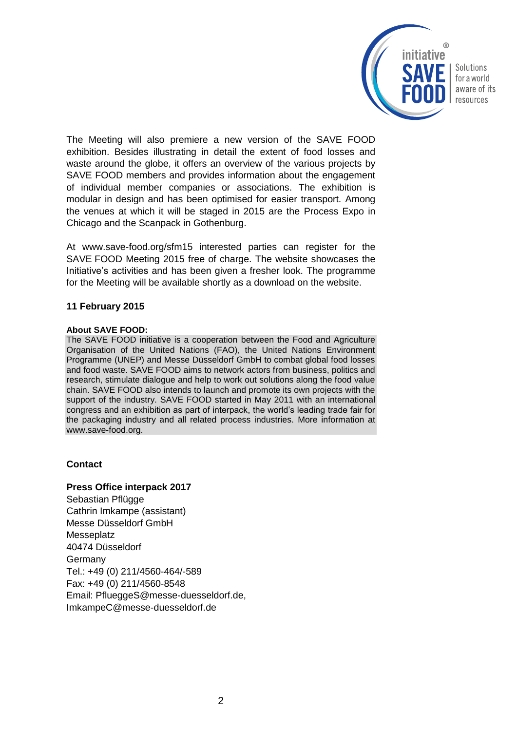The Meeting will also premiere a new version of the SAVE FOOD exhibition. Besides illustrating in detail the extent of food losses and waste around the globe, it offers an overview of the various projects by SAVE FOOD members and provides information about the engagement of individual member companies or associations. The exhibition is modular in design and has been optimised for easier transport. Among the venues at which it will be staged in 2015 are the Process Expo in Chicago and the Scanpack in Gothenburg.

At www.save-food.org/sfm15 interested parties can register for the SAVE FOOD Meeting 2015 free of charge. The website showcases the Initiative's activities and has been given a fresher look. The programme for the Meeting will be available shortly as a download on the website.

**11 February 2015**

**About SAVE FOOD:**

The SAVE FOOD initiative is a cooperation between the Food and Agriculture Organisation of the United Nations (FAO), the United Nations Environment Programme (UNEP) and Messe Düsseldorf GmbH to combat global food losses and food waste. SAVE FOOD aims to network actors from business, politics and research, stimulate dialogue and help to work out solutions along the food value chain. SAVE FOOD also intends to launch and promote its own projects with the support of the industry. SAVE FOOD started in May 2011 with an international congress and an exhibition as part of interpack, the world's leading trade fair for the packaging industry and all related process industries. More information at www.save-food.org.

**Contact**

**Press Office interpack 2017**
Sebastian Pflügge
Cathrin Imkampe (assistant)
Messe Düsseldorf GmbH
Messeplatz
40474 Düsseldorf
Germany
Tel.: +49 (0) 211/4560-464/-589
Fax: +49 (0) 211/4560-8548
Email: PflueggeS@messe-duesseldorf.de, ImkampeC@messe-duesseldorf.de